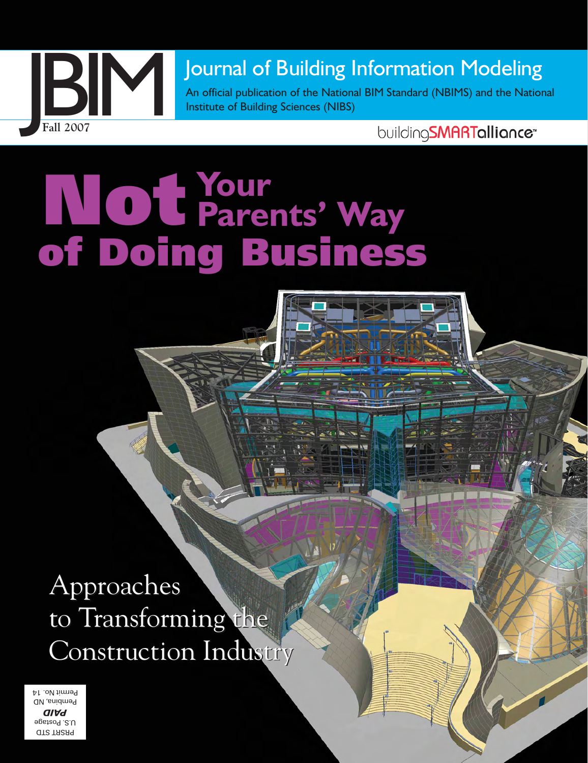# JBIM

Fall 2007

## Journal of Building Information Modeling

An official publication of the National BIM Standard (NBIMS) and the National Institute of Building Sciences (NIBS)

buildingSMARTalliance™

# Not Your Parents' Way of Doing Business

## Approaches to Transforming the Construction Industry

PRSRT STD
U.S. Postage
**PAID**
Pembina, ND
Permit No. 14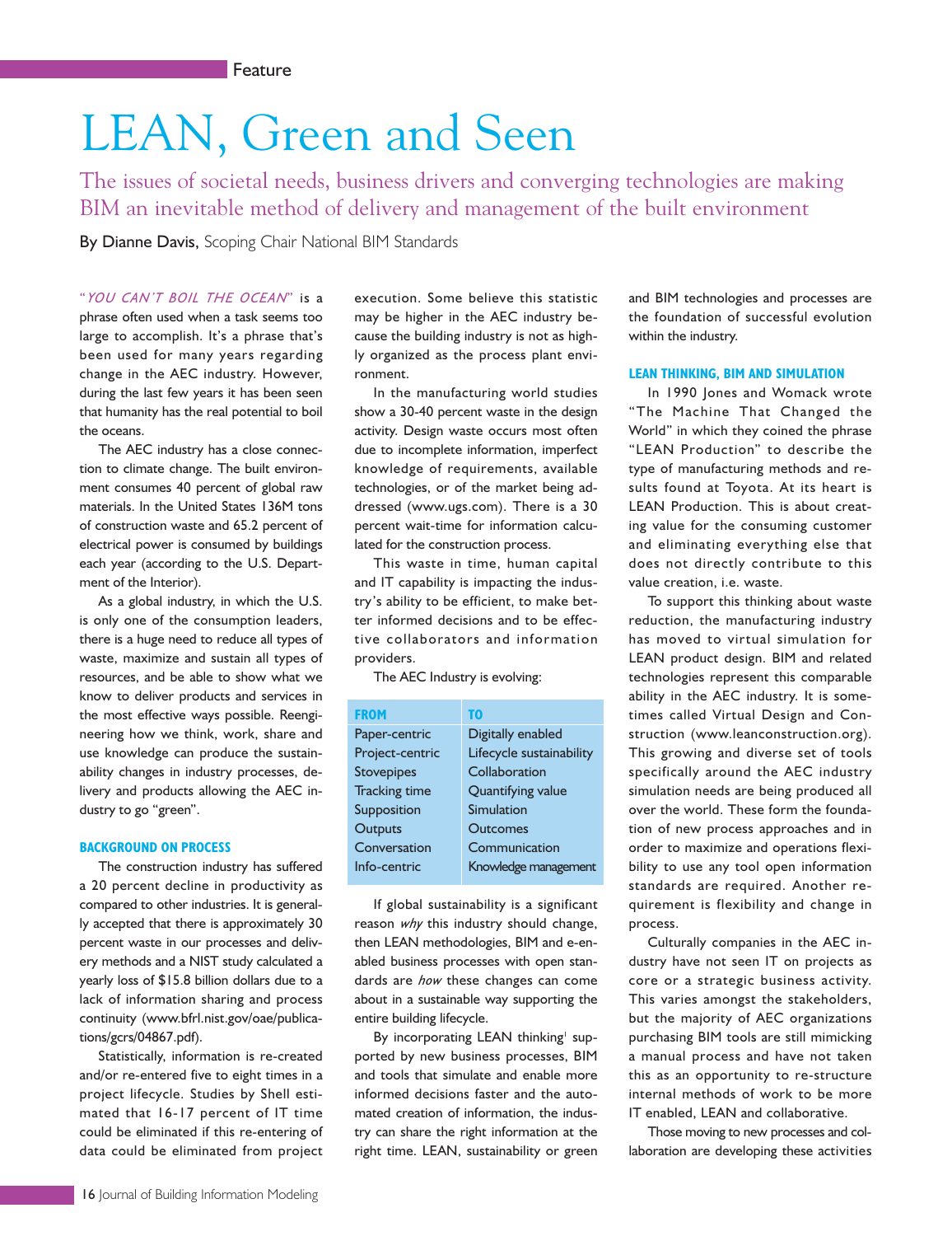# LEAN, Green and Seen

## The issues of societal needs, business drivers and converging technologies are making BIM an inevitable method of delivery and management of the built environment

By **Dianne Davis**, Scoping Chair National BIM Standards

"*YOU CAN'T BOIL THE OCEAN*" is a phrase often used when a task seems too large to accomplish. It's a phrase that's been used for many years regarding change in the AEC industry. However, during the last few years it has been seen that humanity has the real potential to boil the oceans.

The AEC industry has a close connection to climate change. The built environment consumes 40 percent of global raw materials. In the United States 136M tons of construction waste and 65.2 percent of electrical power is consumed by buildings each year (according to the U.S. Department of the Interior).

As a global industry, in which the U.S. is only one of the consumption leaders, there is a huge need to reduce all types of waste, maximize and sustain all types of resources, and be able to show what we know to deliver products and services in the most effective ways possible. Reengineering how we think, work, share and use knowledge can produce the sustainability changes in industry processes, delivery and products allowing the AEC industry to go "green".

### BACKGROUND ON PROCESS

The construction industry has suffered a 20 percent decline in productivity as compared to other industries. It is generally accepted that there is approximately 30 percent waste in our processes and delivery methods and a NIST study calculated a yearly loss of $15.8 billion dollars due to a lack of information sharing and process continuity (www.bfrl.nist.gov/oae/publications/gcrs/04867.pdf).

Statistically, information is re-created and/or re-entered five to eight times in a project lifecycle. Studies by Shell estimated that 16-17 percent of IT time could be eliminated if this re-entering of data could be eliminated from project execution. Some believe this statistic may be higher in the AEC industry because the building industry is not as highly organized as the process plant environment.

In the manufacturing world studies show a 30-40 percent waste in the design activity. Design waste occurs most often due to incomplete information, imperfect knowledge of requirements, available technologies, or of the market being addressed (www.ugs.com). There is a 30 percent wait-time for information calculated for the construction process.

This waste in time, human capital and IT capability is impacting the industry's ability to be efficient, to make better informed decisions and to be effective collaborators and information providers.

The AEC Industry is evolving:

| FROM | TO |
|---|---|
| Paper-centric | Digitally enabled |
| Project-centric | Lifecycle sustainability |
| Stovepipes | Collaboration |
| Tracking time | Quantifying value |
| Supposition | Simulation |
| Outputs | Outcomes |
| Conversation | Communication |
| Info-centric | Knowledge management |

If global sustainability is a significant reason *why* this industry should change, then LEAN methodologies, BIM and e-enabled business processes with open standards are *how* these changes can come about in a sustainable way supporting the entire building lifecycle.

By incorporating LEAN thinking[1] supported by new business processes, BIM and tools that simulate and enable more informed decisions faster and the automated creation of information, the industry can share the right information at the right time. LEAN, sustainability or green and BIM technologies and processes are the foundation of successful evolution within the industry.

### LEAN THINKING, BIM AND SIMULATION

In 1990 Jones and Womack wrote "The Machine That Changed the World" in which they coined the phrase "LEAN Production" to describe the type of manufacturing methods and results found at Toyota. At its heart is LEAN Production. This is about creating value for the consuming customer and eliminating everything else that does not directly contribute to this value creation, i.e. waste.

To support this thinking about waste reduction, the manufacturing industry has moved to virtual simulation for LEAN product design. BIM and related technologies represent this comparable ability in the AEC industry. It is sometimes called Virtual Design and Construction (www.leanconstruction.org). This growing and diverse set of tools specifically around the AEC industry simulation needs are being produced all over the world. These form the foundation of new process approaches and in order to maximize and operations flexibility to use any tool open information standards are required. Another requirement is flexibility and change in process.

Culturally companies in the AEC industry have not seen IT on projects as core or a strategic business activity. This varies amongst the stakeholders, but the majority of AEC organizations purchasing BIM tools are still mimicking a manual process and have not taken this as an opportunity to re-structure internal methods of work to be more IT enabled, LEAN and collaborative.

Those moving to new processes and collaboration are developing these activities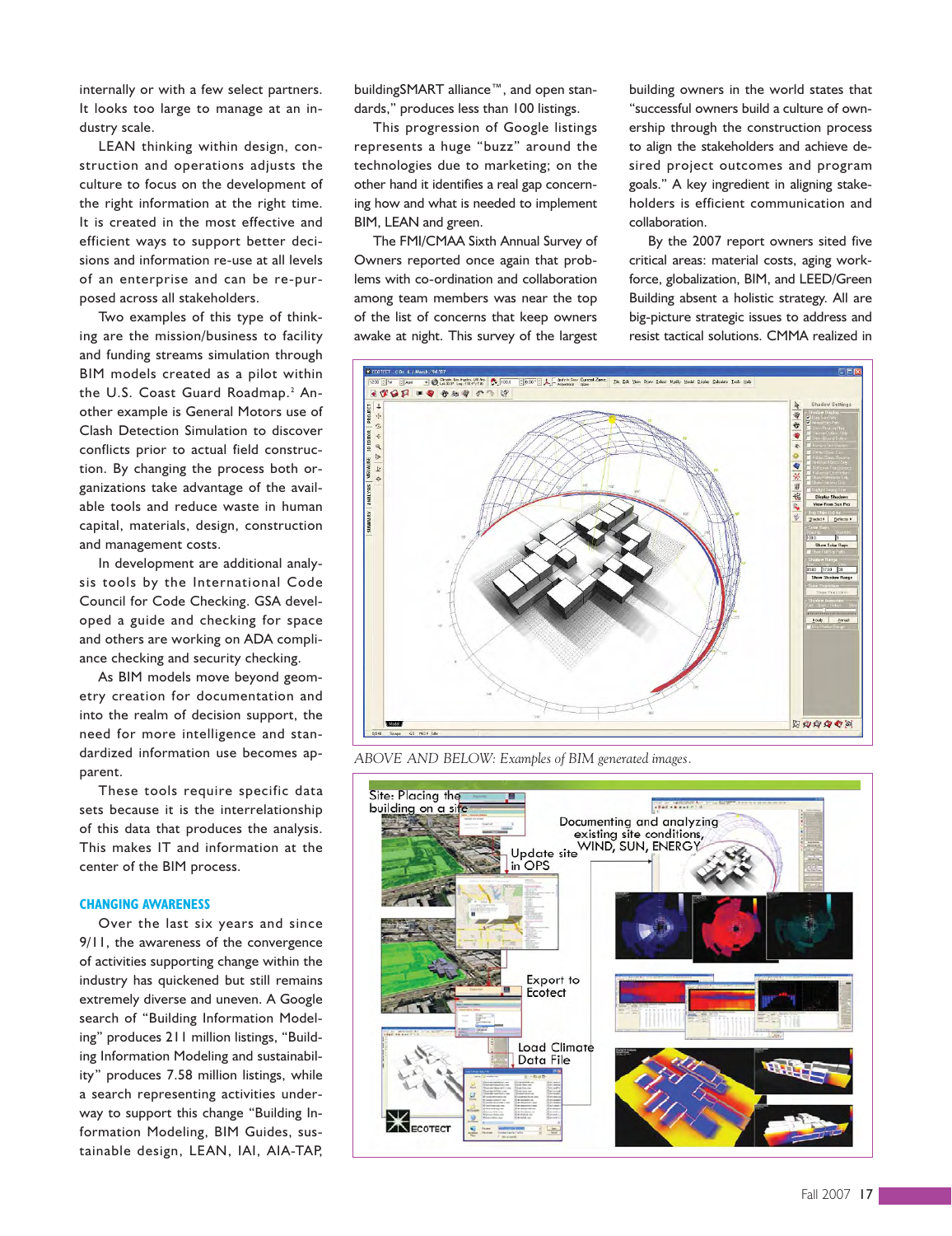internally or with a few select partners. It looks too large to manage at an industry scale.

LEAN thinking within design, construction and operations adjusts the culture to focus on the development of the right information at the right time. It is created in the most effective and efficient ways to support better decisions and information re-use at all levels of an enterprise and can be re-purposed across all stakeholders.

Two examples of this type of thinking are the mission/business to facility and funding streams simulation through BIM models created as a pilot within the U.S. Coast Guard Roadmap.[2] Another example is General Motors use of Clash Detection Simulation to discover conflicts prior to actual field construction. By changing the process both organizations take advantage of the available tools and reduce waste in human capital, materials, design, construction and management costs.

In development are additional analysis tools by the International Code Council for Code Checking. GSA developed a guide and checking for space and others are working on ADA compliance checking and security checking.

As BIM models move beyond geometry creation for documentation and into the realm of decision support, the need for more intelligence and standardized information use becomes apparent.

These tools require specific data sets because it is the interrelationship of this data that produces the analysis. This makes IT and information at the center of the BIM process.

### CHANGING AWARENESS

Over the last six years and since 9/11, the awareness of the convergence of activities supporting change within the industry has quickened but still remains extremely diverse and uneven. A Google search of "Building Information Modeling" produces 211 million listings, "Building Information Modeling and sustainability" produces 7.58 million listings, while a search representing activities underway to support this change "Building Information Modeling, BIM Guides, sustainable design, LEAN, IAI, AIA-TAP, buildingSMART alliance™, and open standards," produces less than 100 listings.

This progression of Google listings represents a huge "buzz" around the technologies due to marketing; on the other hand it identifies a real gap concerning how and what is needed to implement BIM, LEAN and green.

The FMI/CMAA Sixth Annual Survey of Owners reported once again that problems with co-ordination and collaboration among team members was near the top of the list of concerns that keep owners awake at night. This survey of the largest building owners in the world states that "successful owners build a culture of ownership through the construction process to align the stakeholders and achieve desired project outcomes and program goals." A key ingredient in aligning stakeholders is efficient communication and collaboration.

By the 2007 report owners sited five critical areas: material costs, aging workforce, globalization, BIM, and LEED/Green Building absent a holistic strategy. All are big-picture strategic issues to address and resist tactical solutions. CMMA realized in

*ABOVE AND BELOW: Examples of BIM generated images.*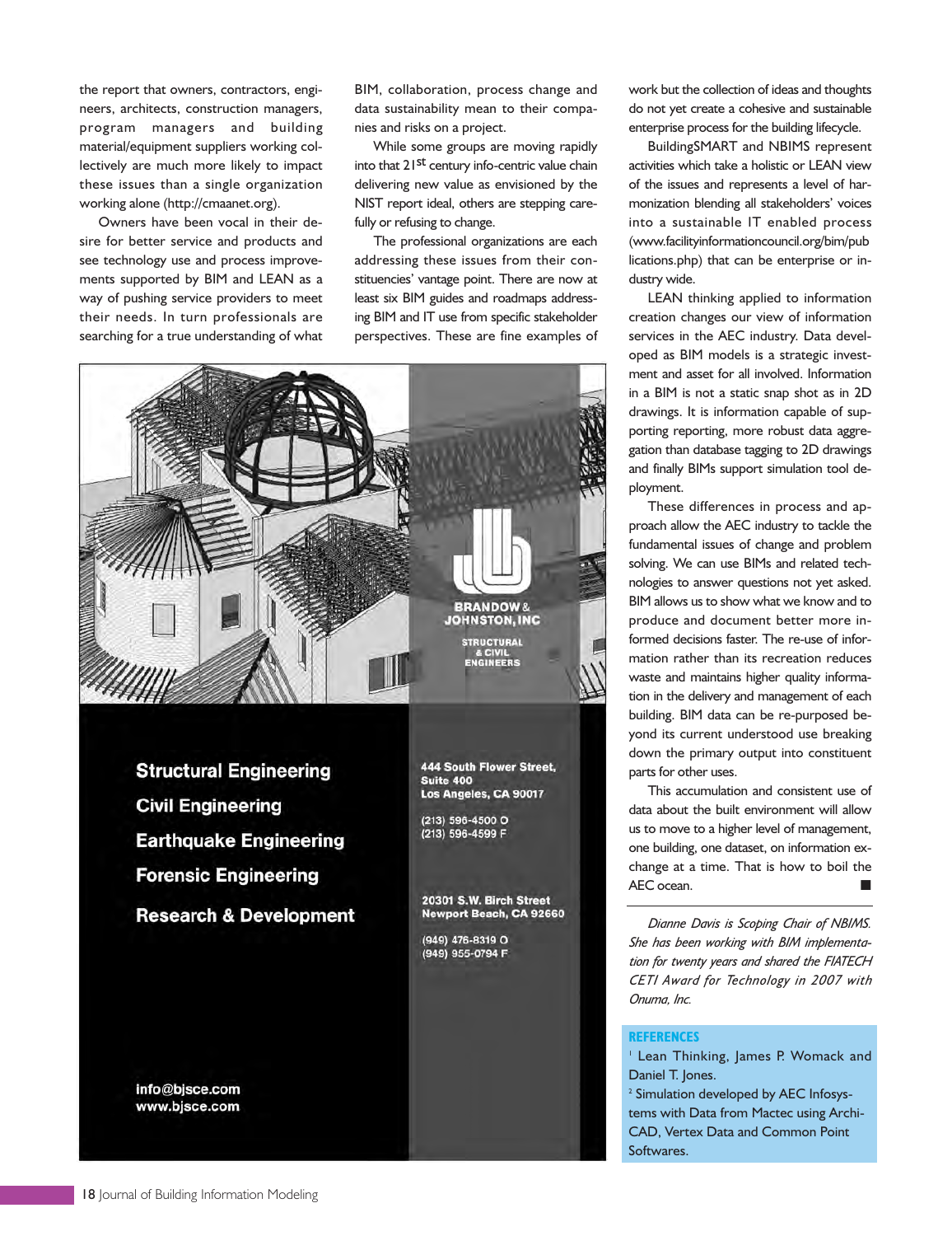the report that owners, contractors, engineers, architects, construction managers, program managers and building material/equipment suppliers working collectively are much more likely to impact these issues than a single organization working alone (http://cmaanet.org).

Owners have been vocal in their desire for better service and products and see technology use and process improvements supported by BIM and LEAN as a way of pushing service providers to meet their needs. In turn professionals are searching for a true understanding of what BIM, collaboration, process change and data sustainability mean to their companies and risks on a project.

While some groups are moving rapidly into that 21st century info-centric value chain delivering new value as envisioned by the NIST report ideal, others are stepping carefully or refusing to change.

The professional organizations are each addressing these issues from their constituencies' vantage point. There are now at least six BIM guides and roadmaps addressing BIM and IT use from specific stakeholder perspectives. These are fine examples of work but the collection of ideas and thoughts do not yet create a cohesive and sustainable enterprise process for the building lifecycle.

BuildingSMART and NBIMS represent activities which take a holistic or LEAN view of the issues and represents a level of harmonization blending all stakeholders' voices into a sustainable IT enabled process (www.facilityinformationcouncil.org/bim/publications.php) that can be enterprise or industry wide.

LEAN thinking applied to information creation changes our view of information services in the AEC industry. Data developed as BIM models is a strategic investment and asset for all involved. Information in a BIM is not a static snap shot as in 2D drawings. It is information capable of supporting reporting, more robust data aggregation than database tagging to 2D drawings and finally BIMs support simulation tool deployment.

These differences in process and approach allow the AEC industry to tackle the fundamental issues of change and problem solving. We can use BIMs and related technologies to answer questions not yet asked. BIM allows us to show what we know and to produce and document better more informed decisions faster. The re-use of information rather than its recreation reduces waste and maintains higher quality information in the delivery and management of each building. BIM data can be re-purposed beyond its current understood use breaking down the primary output into constituent parts for other uses.

This accumulation and consistent use of data about the built environment will allow us to move to a higher level of management, one building, one dataset, on information exchange at a time. That is how to boil the AEC ocean. ■

*Dianne Davis is Scoping Chair of NBIMS. She has been working with BIM implementation for twenty years and shared the FIATECH CETI Award for Technology in 2007 with Onuma, Inc.*

**REFERENCES**

[1] Lean Thinking, James P. Womack and Daniel T. Jones.

[2] Simulation developed by AEC Infosystems with Data from Mactec using ArchiCAD, Vertex Data and Common Point Softwares.

BRANDOW & JOHNSTON, INC
STRUCTURAL & CIVIL ENGINEERS

**Structural Engineering**
**Civil Engineering**
**Earthquake Engineering**
**Forensic Engineering**
**Research & Development**

444 South Flower Street,
Suite 400
Los Angeles, CA 90017

(213) 596-4500 O
(213) 596-4599 F

20301 S.W. Birch Street
Newport Beach, CA 92660

(949) 476-8319 O
(949) 955-0794 F

info@bjsce.com
www.bjsce.com